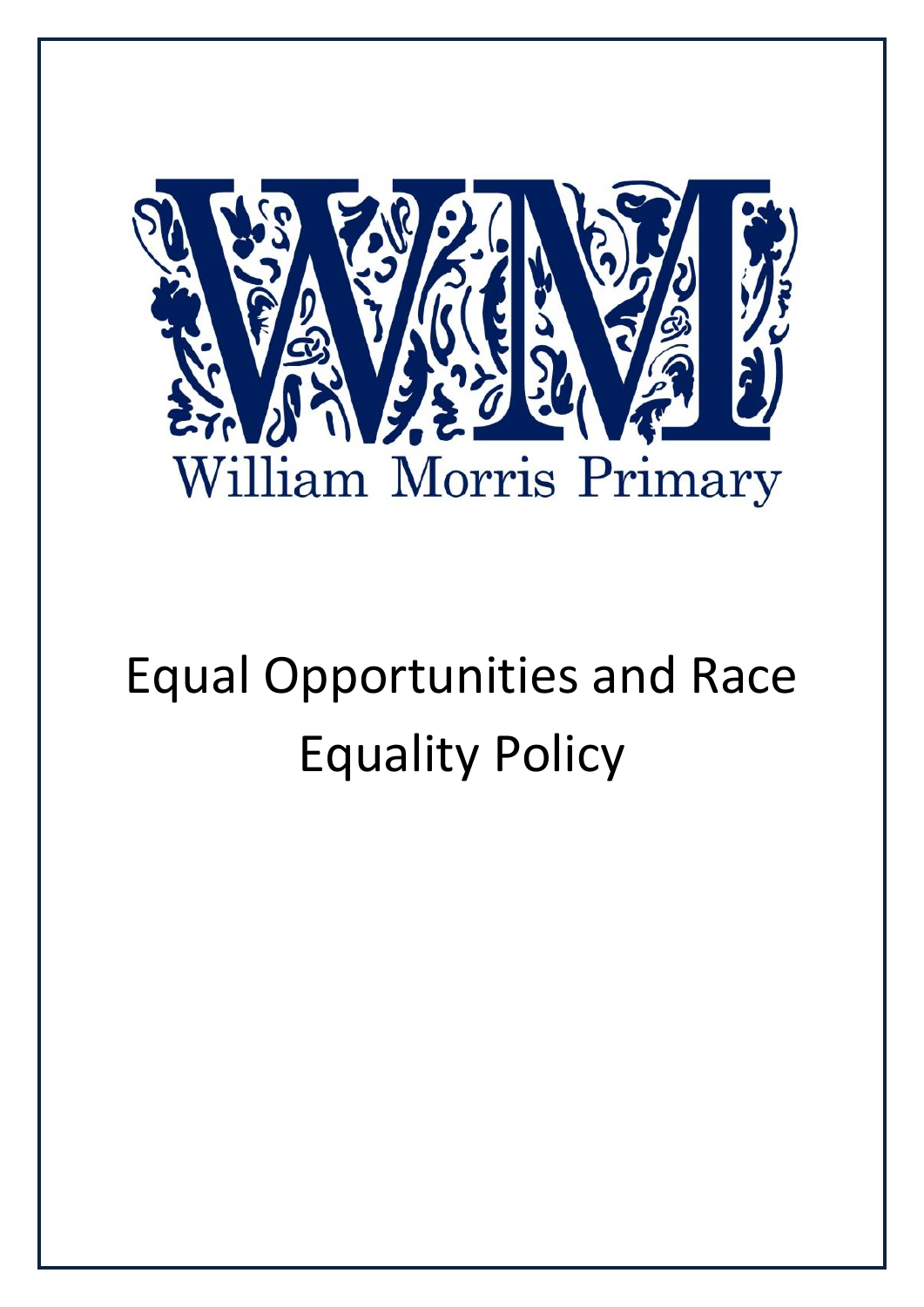William Morris Primary

# Equal Opportunities and Race Equality Policy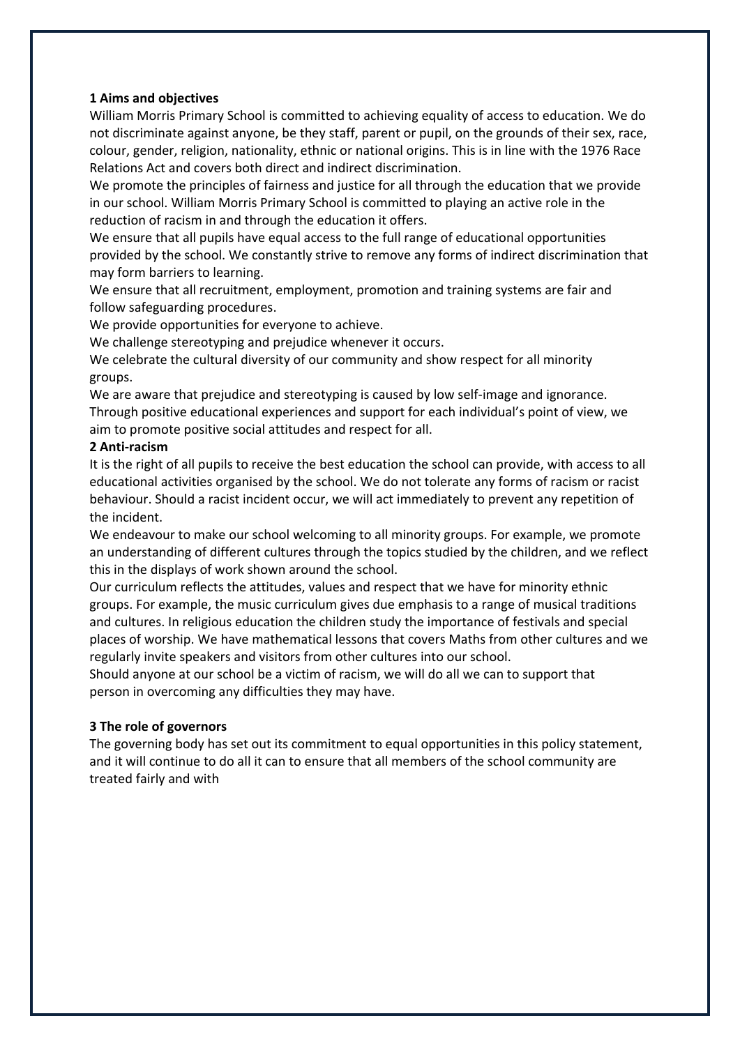**1 Aims and objectives**

William Morris Primary School is committed to achieving equality of access to education. We do not discriminate against anyone, be they staff, parent or pupil, on the grounds of their sex, race, colour, gender, religion, nationality, ethnic or national origins. This is in line with the 1976 Race Relations Act and covers both direct and indirect discrimination.

We promote the principles of fairness and justice for all through the education that we provide in our school. William Morris Primary School is committed to playing an active role in the reduction of racism in and through the education it offers.

We ensure that all pupils have equal access to the full range of educational opportunities provided by the school. We constantly strive to remove any forms of indirect discrimination that may form barriers to learning.

We ensure that all recruitment, employment, promotion and training systems are fair and follow safeguarding procedures.

We provide opportunities for everyone to achieve.

We challenge stereotyping and prejudice whenever it occurs.

We celebrate the cultural diversity of our community and show respect for all minority groups.

We are aware that prejudice and stereotyping is caused by low self-image and ignorance. Through positive educational experiences and support for each individual's point of view, we aim to promote positive social attitudes and respect for all.

**2 Anti-racism**

It is the right of all pupils to receive the best education the school can provide, with access to all educational activities organised by the school. We do not tolerate any forms of racism or racist behaviour. Should a racist incident occur, we will act immediately to prevent any repetition of the incident.

We endeavour to make our school welcoming to all minority groups. For example, we promote an understanding of different cultures through the topics studied by the children, and we reflect this in the displays of work shown around the school.

Our curriculum reflects the attitudes, values and respect that we have for minority ethnic groups. For example, the music curriculum gives due emphasis to a range of musical traditions and cultures. In religious education the children study the importance of festivals and special places of worship. We have mathematical lessons that covers Maths from other cultures and we regularly invite speakers and visitors from other cultures into our school.

Should anyone at our school be a victim of racism, we will do all we can to support that person in overcoming any difficulties they may have.

**3 The role of governors**

The governing body has set out its commitment to equal opportunities in this policy statement, and it will continue to do all it can to ensure that all members of the school community are treated fairly and with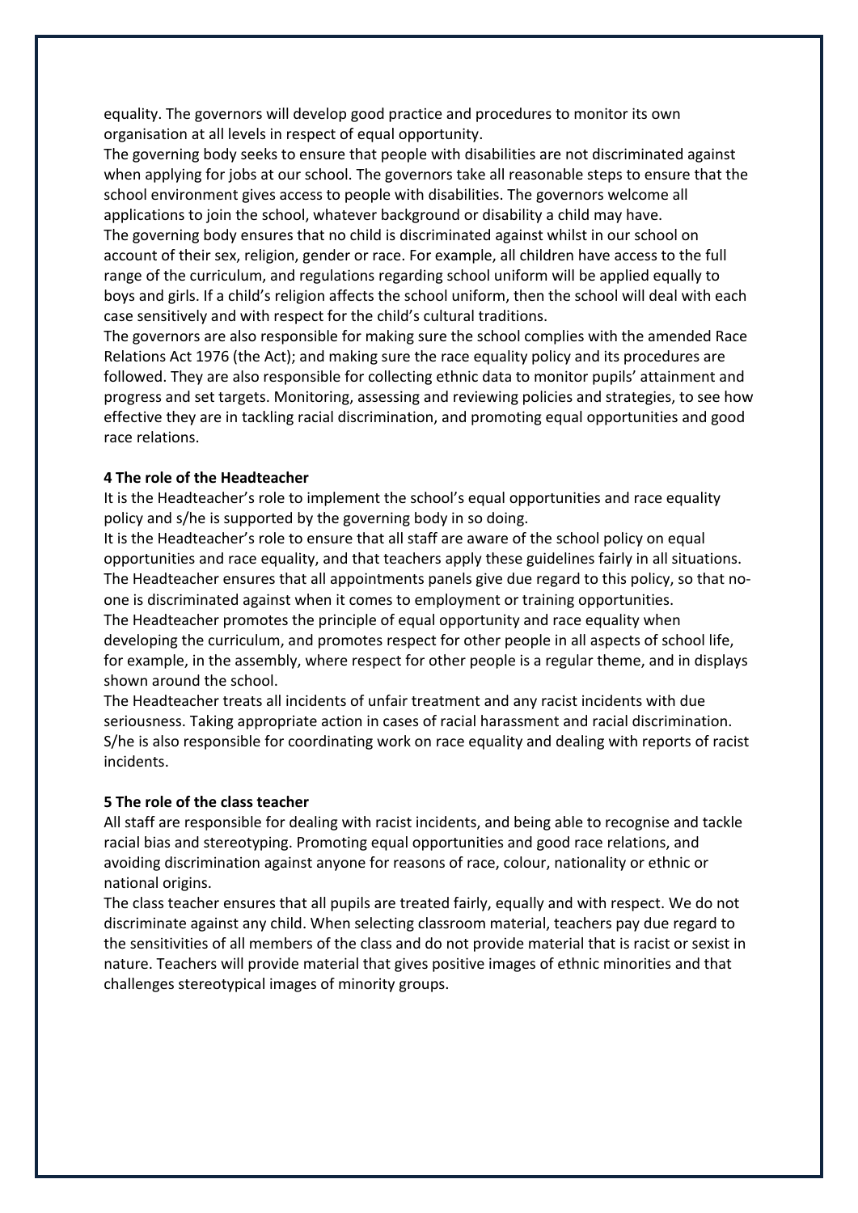equality. The governors will develop good practice and procedures to monitor its own organisation at all levels in respect of equal opportunity.

The governing body seeks to ensure that people with disabilities are not discriminated against when applying for jobs at our school. The governors take all reasonable steps to ensure that the school environment gives access to people with disabilities. The governors welcome all applications to join the school, whatever background or disability a child may have.

The governing body ensures that no child is discriminated against whilst in our school on account of their sex, religion, gender or race. For example, all children have access to the full range of the curriculum, and regulations regarding school uniform will be applied equally to boys and girls. If a child's religion affects the school uniform, then the school will deal with each case sensitively and with respect for the child's cultural traditions.

The governors are also responsible for making sure the school complies with the amended Race Relations Act 1976 (the Act); and making sure the race equality policy and its procedures are followed. They are also responsible for collecting ethnic data to monitor pupils' attainment and progress and set targets. Monitoring, assessing and reviewing policies and strategies, to see how effective they are in tackling racial discrimination, and promoting equal opportunities and good race relations.

**4 The role of the Headteacher**

It is the Headteacher's role to implement the school's equal opportunities and race equality policy and s/he is supported by the governing body in so doing.

It is the Headteacher's role to ensure that all staff are aware of the school policy on equal opportunities and race equality, and that teachers apply these guidelines fairly in all situations.

The Headteacher ensures that all appointments panels give due regard to this policy, so that no-one is discriminated against when it comes to employment or training opportunities.

The Headteacher promotes the principle of equal opportunity and race equality when developing the curriculum, and promotes respect for other people in all aspects of school life, for example, in the assembly, where respect for other people is a regular theme, and in displays shown around the school.

The Headteacher treats all incidents of unfair treatment and any racist incidents with due seriousness. Taking appropriate action in cases of racial harassment and racial discrimination. S/he is also responsible for coordinating work on race equality and dealing with reports of racist incidents.

**5 The role of the class teacher**

All staff are responsible for dealing with racist incidents, and being able to recognise and tackle racial bias and stereotyping. Promoting equal opportunities and good race relations, and avoiding discrimination against anyone for reasons of race, colour, nationality or ethnic or national origins.

The class teacher ensures that all pupils are treated fairly, equally and with respect. We do not discriminate against any child. When selecting classroom material, teachers pay due regard to the sensitivities of all members of the class and do not provide material that is racist or sexist in nature. Teachers will provide material that gives positive images of ethnic minorities and that challenges stereotypical images of minority groups.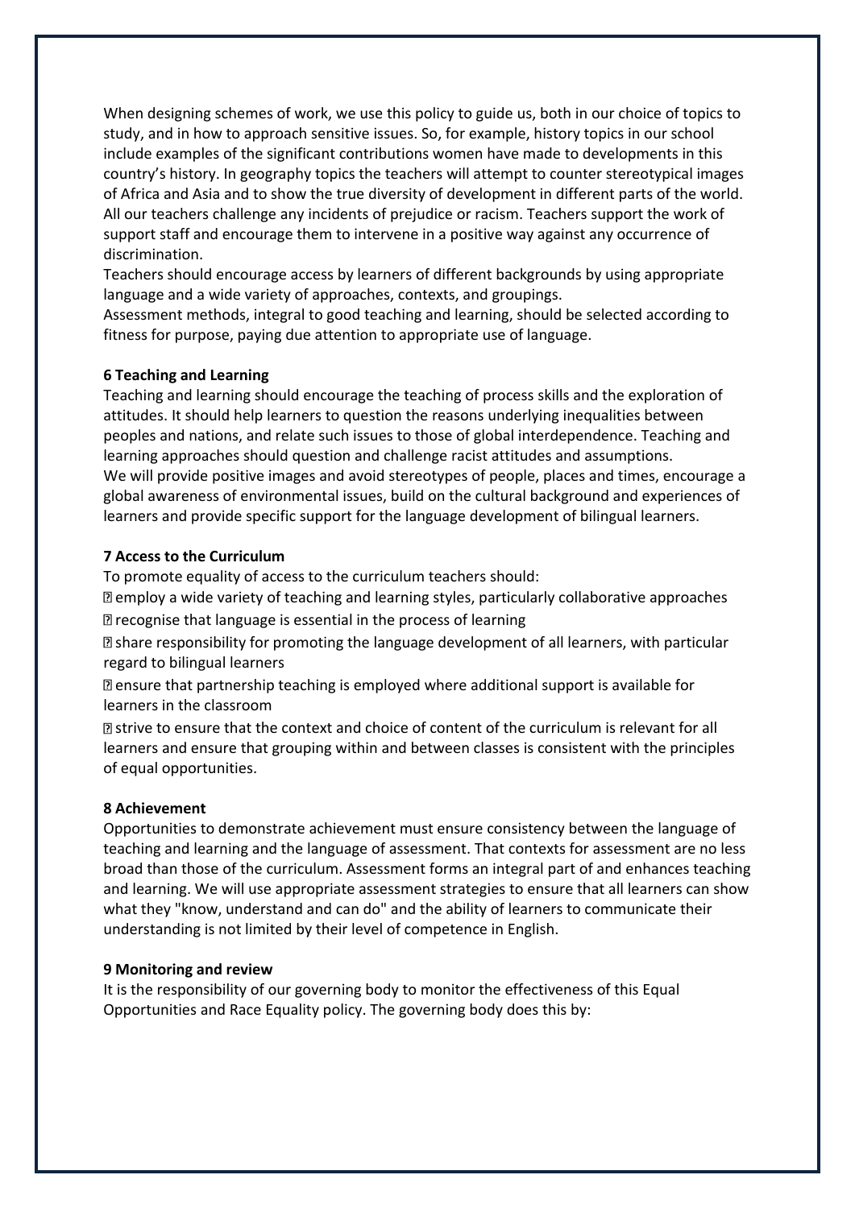When designing schemes of work, we use this policy to guide us, both in our choice of topics to study, and in how to approach sensitive issues. So, for example, history topics in our school include examples of the significant contributions women have made to developments in this country's history. In geography topics the teachers will attempt to counter stereotypical images of Africa and Asia and to show the true diversity of development in different parts of the world. All our teachers challenge any incidents of prejudice or racism. Teachers support the work of support staff and encourage them to intervene in a positive way against any occurrence of discrimination.

Teachers should encourage access by learners of different backgrounds by using appropriate language and a wide variety of approaches, contexts, and groupings.

Assessment methods, integral to good teaching and learning, should be selected according to fitness for purpose, paying due attention to appropriate use of language.

**6 Teaching and Learning**

Teaching and learning should encourage the teaching of process skills and the exploration of attitudes. It should help learners to question the reasons underlying inequalities between peoples and nations, and relate such issues to those of global interdependence. Teaching and learning approaches should question and challenge racist attitudes and assumptions.

We will provide positive images and avoid stereotypes of people, places and times, encourage a global awareness of environmental issues, build on the cultural background and experiences of learners and provide specific support for the language development of bilingual learners.

**7 Access to the Curriculum**

To promote equality of access to the curriculum teachers should:

- employ a wide variety of teaching and learning styles, particularly collaborative approaches
- recognise that language is essential in the process of learning
- share responsibility for promoting the language development of all learners, with particular regard to bilingual learners
- ensure that partnership teaching is employed where additional support is available for learners in the classroom
- strive to ensure that the context and choice of content of the curriculum is relevant for all learners and ensure that grouping within and between classes is consistent with the principles of equal opportunities.

**8 Achievement**

Opportunities to demonstrate achievement must ensure consistency between the language of teaching and learning and the language of assessment. That contexts for assessment are no less broad than those of the curriculum. Assessment forms an integral part of and enhances teaching and learning. We will use appropriate assessment strategies to ensure that all learners can show what they "know, understand and can do" and the ability of learners to communicate their understanding is not limited by their level of competence in English.

**9 Monitoring and review**

It is the responsibility of our governing body to monitor the effectiveness of this Equal Opportunities and Race Equality policy. The governing body does this by: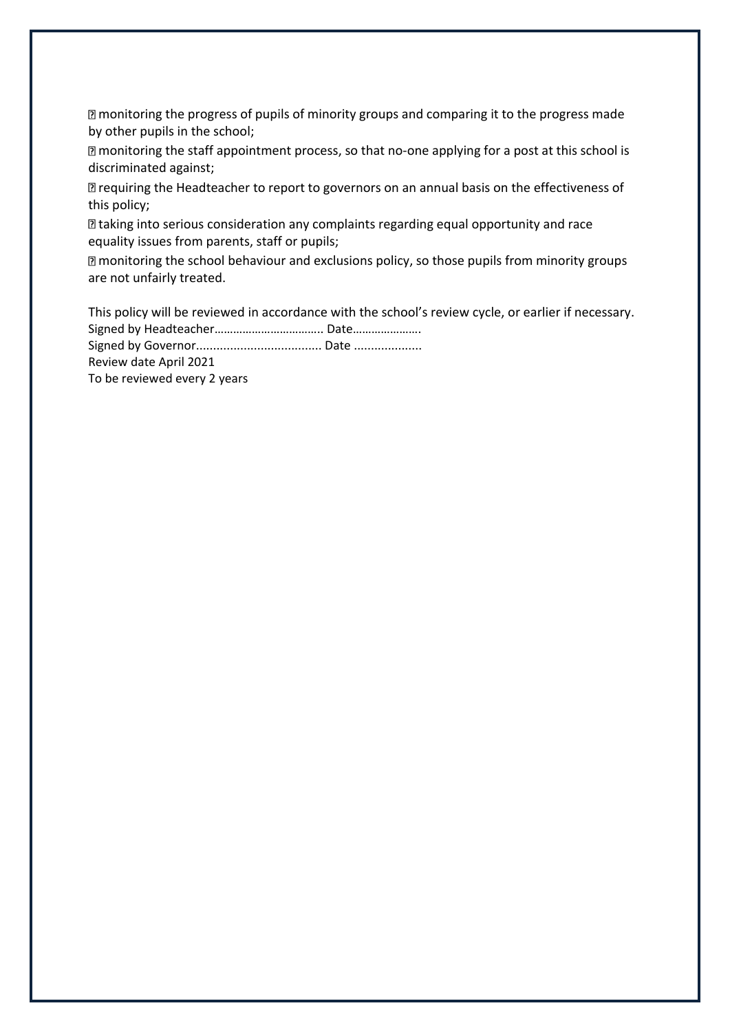- monitoring the progress of pupils of minority groups and comparing it to the progress made by other pupils in the school;
- monitoring the staff appointment process, so that no-one applying for a post at this school is discriminated against;
- requiring the Headteacher to report to governors on an annual basis on the effectiveness of this policy;
- taking into serious consideration any complaints regarding equal opportunity and race equality issues from parents, staff or pupils;
- monitoring the school behaviour and exclusions policy, so those pupils from minority groups are not unfairly treated.

This policy will be reviewed in accordance with the school's review cycle, or earlier if necessary.

Signed by Headteacher…………………………….. Date…………………

Signed by Governor.................................... Date ...................

Review date April 2021

To be reviewed every 2 years